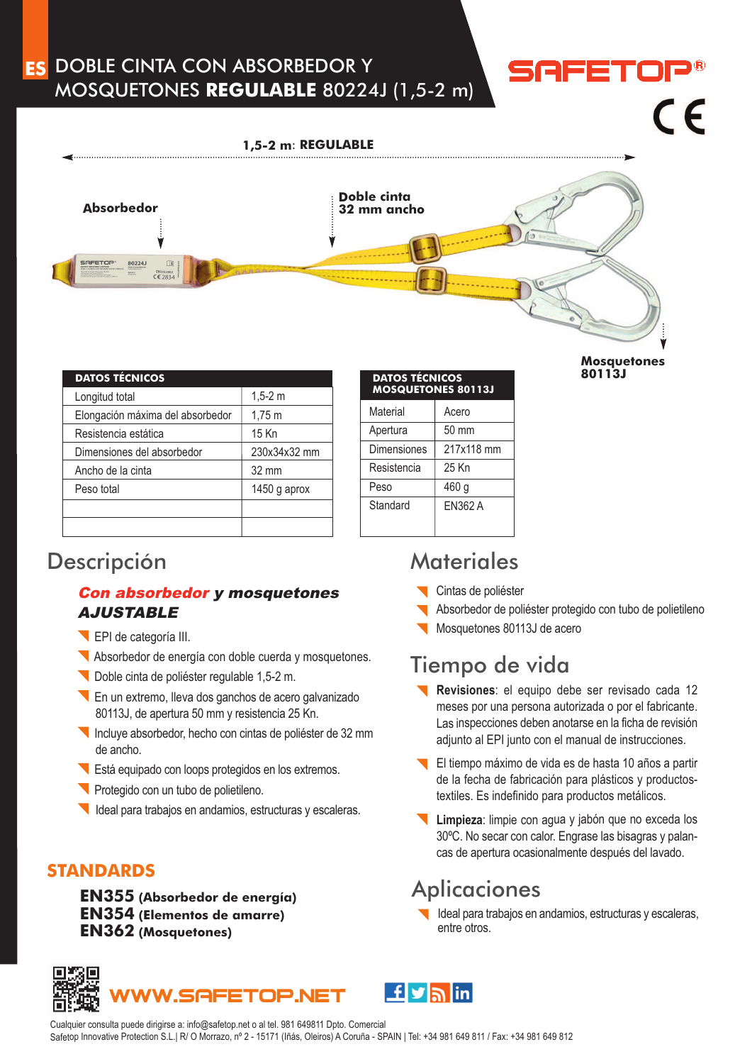# ES DOBLE CINTA CON ABSORBEDOR Y MOSQUETONES **REGULABLE** 80224J (1,5-2 m)

SAFETOP®

**1,5-2 m: REGULABLE**

**Absorbedor**

**Doble cinta 32 mm ancho**

**Mosquetones 80113J**

| DATOS TÉCNICOS | |
|---|---|
| Longitud total | 1,5-2 m |
| Elongación máxima del absorbedor | 1,75 m |
| Resistencia estática | 15 Kn |
| Dimensiones del absorbedor | 230x34x32 mm |
| Ancho de la cinta | 32 mm |
| Peso total | 1450 g aprox |
| | |
| | |

| DATOS TÉCNICOS MOSQUETONES 80113J | |
|---|---|
| Material | Acero |
| Apertura | 50 mm |
| Dimensiones | 217x118 mm |
| Resistencia | 25 Kn |
| Peso | 460 g |
| Standard | EN362 A |

## Descripción

***Con absorbedor y mosquetones AJUSTABLE***

- EPI de categoría III.
- Absorbedor de energía con doble cuerda y mosquetones.
- Doble cinta de poliéster regulable 1,5-2 m.
- En un extremo, lleva dos ganchos de acero galvanizado 80113J, de apertura 50 mm y resistencia 25 Kn.
- Incluye absorbedor, hecho con cintas de poliéster de 32 mm de ancho.
- Está equipado con loops protegidos en los extremos.
- Protegido con un tubo de polietileno.
- Ideal para trabajos en andamios, estructuras y escaleras.

## STANDARDS

**EN355 (Absorbedor de energía)**
**EN354 (Elementos de amarre)**
**EN362 (Mosquetones)**

## Materiales

- Cintas de poliéster
- Absorbedor de poliéster protegido con tubo de polietileno
- Mosquetones 80113J de acero

## Tiempo de vida

- **Revisiones**: el equipo debe ser revisado cada 12 meses por una persona autorizada o por el fabricante. Las inspecciones deben anotarse en la ficha de revisión adjunto al EPI junto con el manual de instrucciones.
- El tiempo máximo de vida es de hasta 10 años a partir de la fecha de fabricación para plásticos y productos-textiles. Es indefinido para productos metálicos.
- **Limpieza**: limpie con agua y jabón que no exceda los 30ºC. No secar con calor. Engrase las bisagras y palancas de apertura ocasionalmente después del lavado.

## Aplicaciones

- Ideal para trabajos en andamios, estructuras y escaleras, entre otros.

WWW.SAFETOP.NET

Cualquier consulta puede dirigirse a: info@safetop.net o al tel. 981 649811 Dpto. Comercial
Safetop Innovative Protection S.L.| R/ O Morrazo, nº 2 - 15171 (Iñás, Oleiros) A Coruña - SPAIN | Tel: +34 981 649 811 / Fax: +34 981 649 812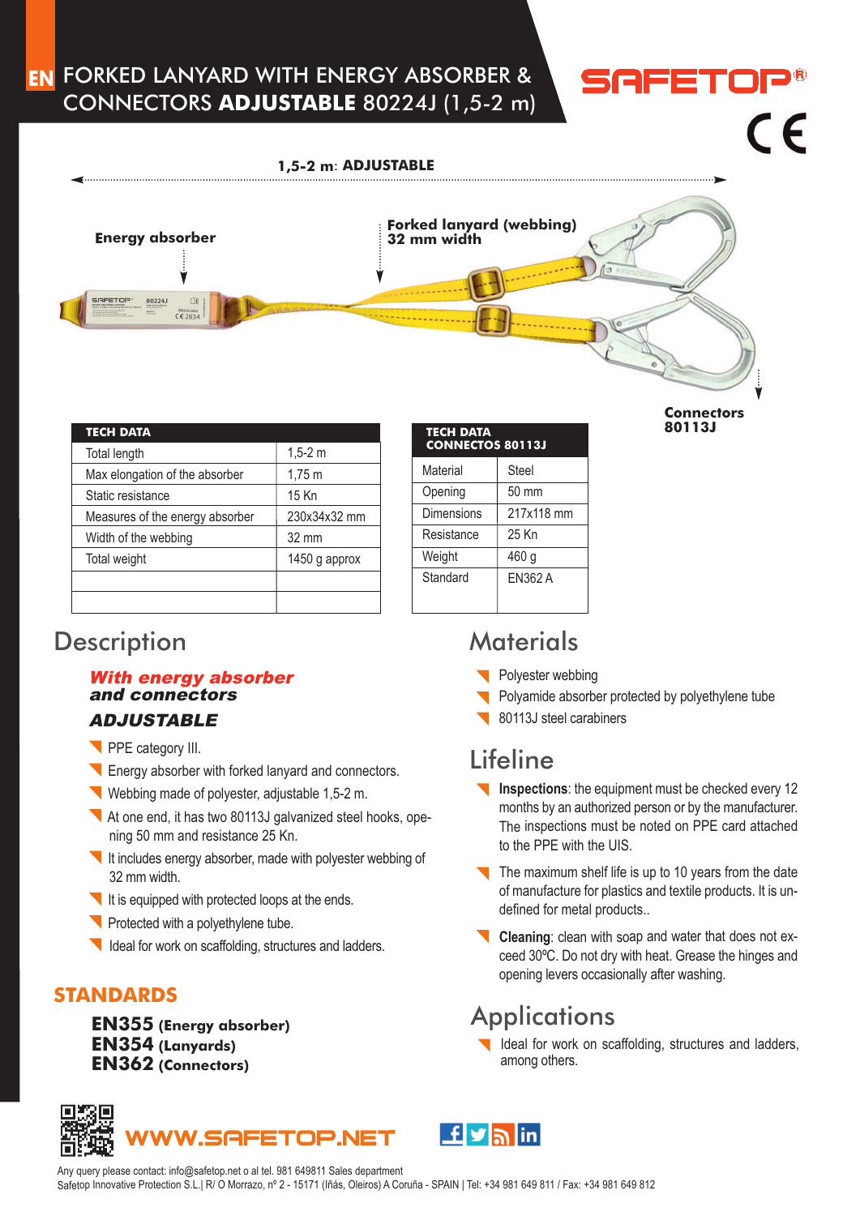# EN FORKED LANYARD WITH ENERGY ABSORBER & CONNECTORS **ADJUSTABLE** 80224J (1,5-2 m)

SAFETOP®

CE

**1,5-2 m: ADJUSTABLE**

**Energy absorber**

**Forked lanyard (webbing) 32 mm width**

**Connectors 80113J**

| TECH DATA | |
|---|---|
| Total length | 1,5-2 m |
| Max elongation of the absorber | 1,75 m |
| Static resistance | 15 Kn |
| Measures of the energy absorber | 230x34x32 mm |
| Width of the webbing | 32 mm |
| Total weight | 1450 g approx |
| | |
| | |

| TECH DATA CONNECTOS 80113J | |
|---|---|
| Material | Steel |
| Opening | 50 mm |
| Dimensions | 217x118 mm |
| Resistance | 25 Kn |
| Weight | 460 g |
| Standard | EN362 A |

## Description

***With energy absorber and connectors***

***ADJUSTABLE***

- PPE category III.
- Energy absorber with forked lanyard and connectors.
- Webbing made of polyester, adjustable 1,5-2 m.
- At one end, it has two 80113J galvanized steel hooks, opening 50 mm and resistance 25 Kn.
- It includes energy absorber, made with polyester webbing of 32 mm width.
- It is equipped with protected loops at the ends.
- Protected with a polyethylene tube.
- Ideal for work on scaffolding, structures and ladders.

## STANDARDS

**EN355 (Energy absorber)**
**EN354 (Lanyards)**
**EN362 (Connectors)**

## Materials

- Polyester webbing
- Polyamide absorber protected by polyethylene tube
- 80113J steel carabiners

## Lifeline

- **Inspections**: the equipment must be checked every 12 months by an authorized person or by the manufacturer. The inspections must be noted on PPE card attached to the PPE with the UIS.
- The maximum shelf life is up to 10 years from the date of manufacture for plastics and textile products. It is undefined for metal products..
- **Cleaning**: clean with soap and water that does not exceed 30ºC. Do not dry with heat. Grease the hinges and opening levers occasionally after washing.

## Applications

- Ideal for work on scaffolding, structures and ladders, among others.

WWW.SAFETOP.NET

Any query please contact: info@safetop.net o al tel. 981 649811 Sales department
Safetop Innovative Protection S.L.| R/ O Morrazo, nº 2 - 15171 (Iñás, Oleiros) A Coruña - SPAIN | Tel: +34 981 649 811 / Fax: +34 981 649 812